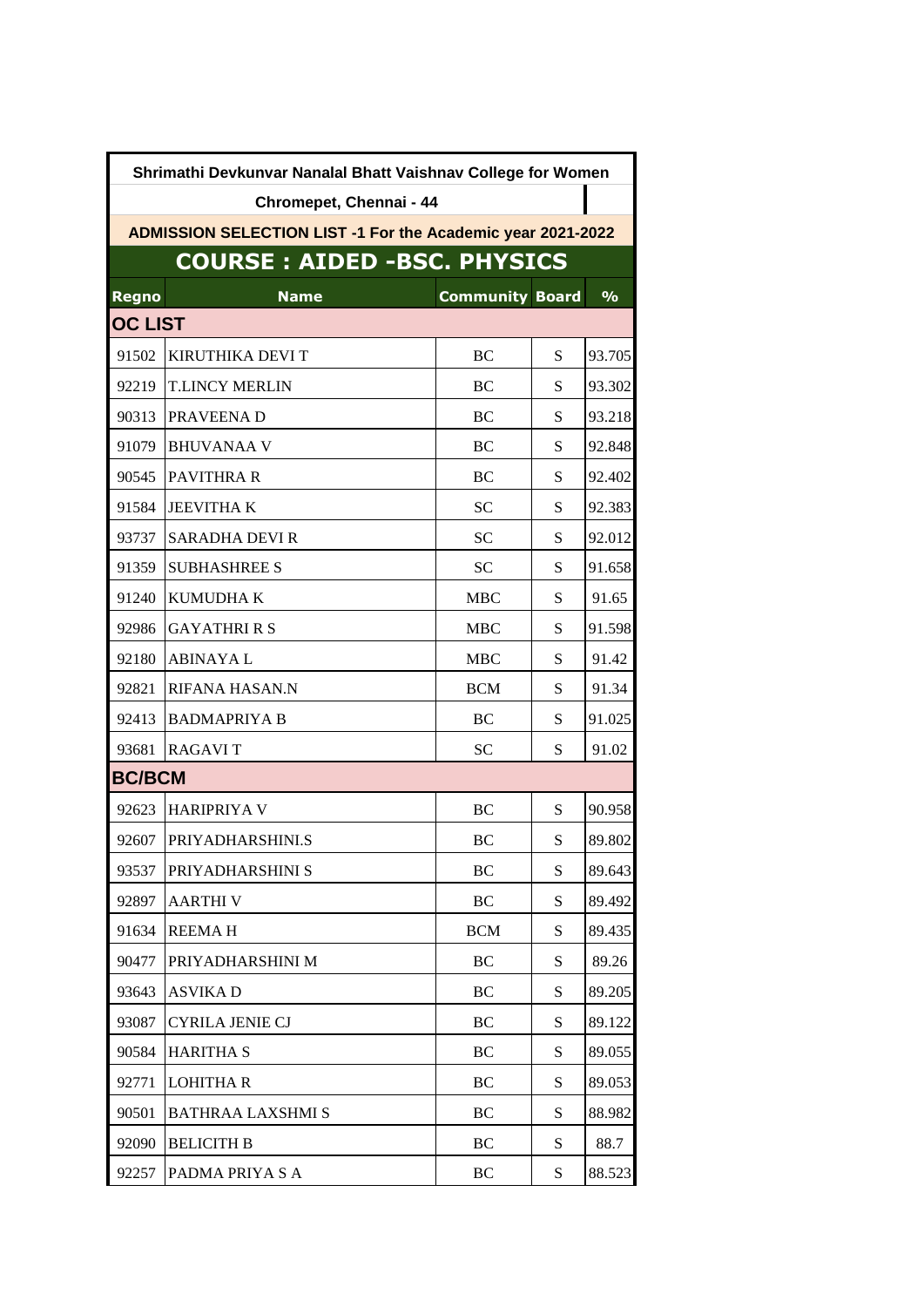# Shrimathi Devkunvar Nanalal Bhatt Vaishnav College for Women

## Chromepet, Chennai - 44

### ADMISSION SELECTION LIST -1 For the Academic year 2021-2022

## COURSE : AIDED -BSC. PHYSICS

| Regno | Name | Community | Board | % |
|---|---|---|---|---|
| **OC LIST** | | | | |
| 91502 | KIRUTHIKA DEVI T | BC | S | 93.705 |
| 92219 | T.LINCY MERLIN | BC | S | 93.302 |
| 90313 | PRAVEENA D | BC | S | 93.218 |
| 91079 | BHUVANAA V | BC | S | 92.848 |
| 90545 | PAVITHRA R | BC | S | 92.402 |
| 91584 | JEEVITHA K | SC | S | 92.383 |
| 93737 | SARADHA DEVI R | SC | S | 92.012 |
| 91359 | SUBHASHREE S | SC | S | 91.658 |
| 91240 | KUMUDHA K | MBC | S | 91.65 |
| 92986 | GAYATHRI R S | MBC | S | 91.598 |
| 92180 | ABINAYA L | MBC | S | 91.42 |
| 92821 | RIFANA HASAN.N | BCM | S | 91.34 |
| 92413 | BADMAPRIYA B | BC | S | 91.025 |
| 93681 | RAGAVI T | SC | S | 91.02 |
| **BC/BCM** | | | | |
| 92623 | HARIPRIYA V | BC | S | 90.958 |
| 92607 | PRIYADHARSHINI.S | BC | S | 89.802 |
| 93537 | PRIYADHARSHINI S | BC | S | 89.643 |
| 92897 | AARTHI V | BC | S | 89.492 |
| 91634 | REEMA H | BCM | S | 89.435 |
| 90477 | PRIYADHARSHINI M | BC | S | 89.26 |
| 93643 | ASVIKA D | BC | S | 89.205 |
| 93087 | CYRILA JENIE CJ | BC | S | 89.122 |
| 90584 | HARITHA S | BC | S | 89.055 |
| 92771 | LOHITHA R | BC | S | 89.053 |
| 90501 | BATHRAA LAXSHMI S | BC | S | 88.982 |
| 92090 | BELICITH B | BC | S | 88.7 |
| 92257 | PADMA PRIYA S A | BC | S | 88.523 |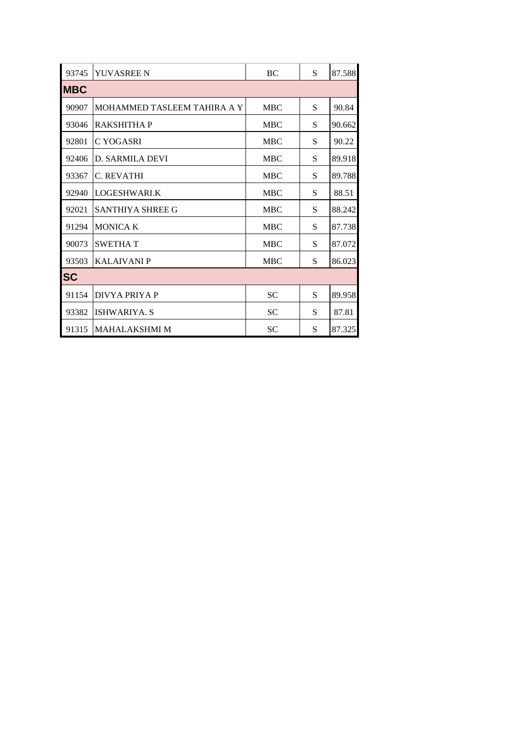| | | | | |
|---|---|---|---|---|
| 93745 | YUVASREE N | BC | S | 87.588 |
| **MBC** | | | | |
| 90907 | MOHAMMED TASLEEM TAHIRA A Y | MBC | S | 90.84 |
| 93046 | RAKSHITHA P | MBC | S | 90.662 |
| 92801 | C YOGASRI | MBC | S | 90.22 |
| 92406 | D. SARMILA DEVI | MBC | S | 89.918 |
| 93367 | C. REVATHI | MBC | S | 89.788 |
| 92940 | LOGESHWARI.K | MBC | S | 88.51 |
| 92021 | SANTHIYA SHREE G | MBC | S | 88.242 |
| 91294 | MONICA K | MBC | S | 87.738 |
| 90073 | SWETHA T | MBC | S | 87.072 |
| 93503 | KALAIVANI P | MBC | S | 86.023 |
| **SC** | | | | |
| 91154 | DIVYA PRIYA P | SC | S | 89.958 |
| 93382 | ISHWARIYA. S | SC | S | 87.81 |
| 91315 | MAHALAKSHMI M | SC | S | 87.325 |